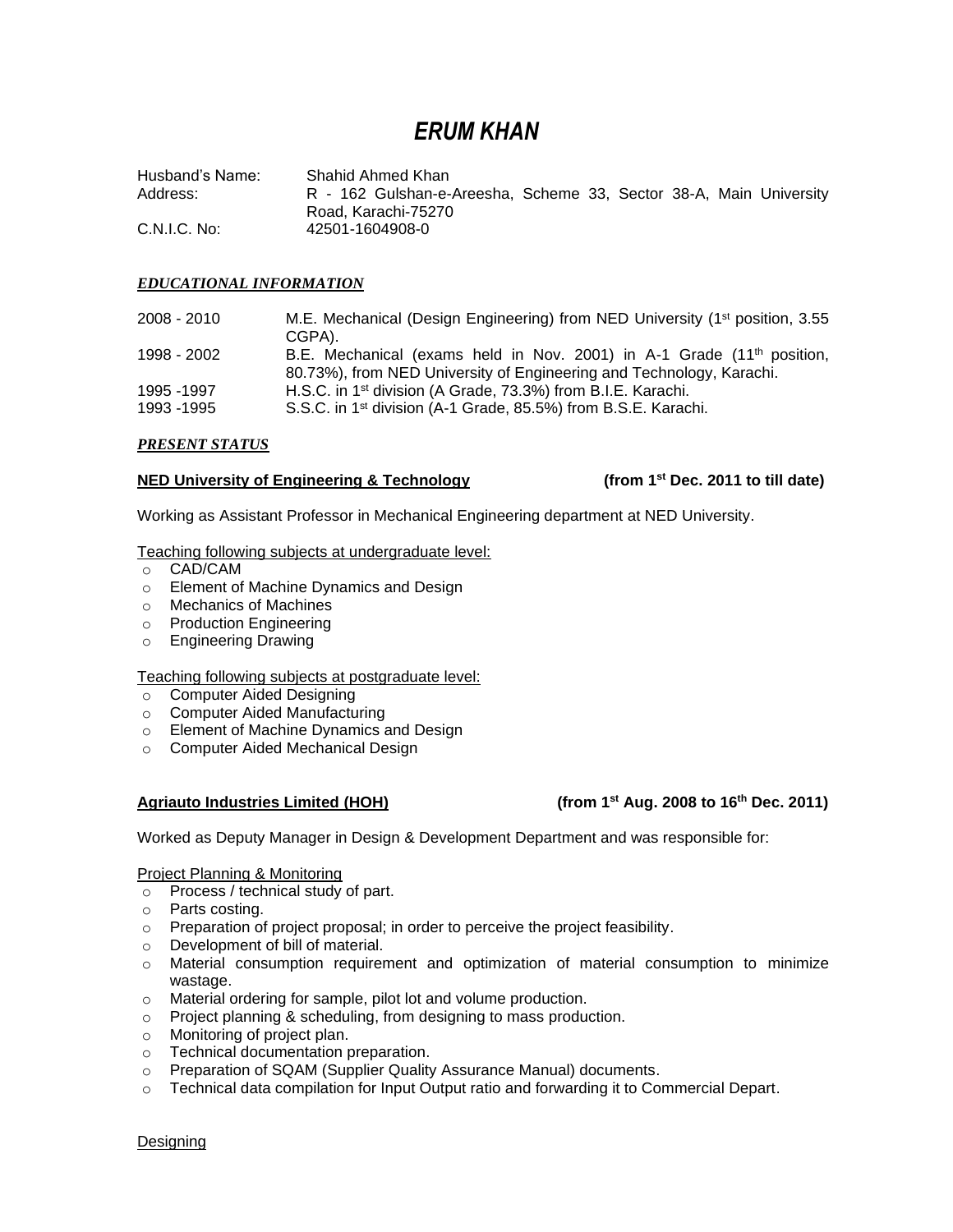# *ERUM KHAN*

Husband's Name: Shahid Ahmed Khan
Address: R - 162 Gulshan-e-Areesha, Scheme 33, Sector 38-A, Main University Road, Karachi-75270
C.N.I.C. No: 42501-1604908-0

## *EDUCATIONAL INFORMATION*

| | |
|---|---|
| 2008 - 2010 | M.E. Mechanical (Design Engineering) from NED University (1st position, 3.55 CGPA). |
| 1998 - 2002 | B.E. Mechanical (exams held in Nov. 2001) in A-1 Grade (11th position, 80.73%), from NED University of Engineering and Technology, Karachi. |
| 1995 -1997 | H.S.C. in 1st division (A Grade, 73.3%) from B.I.E. Karachi. |
| 1993 -1995 | S.S.C. in 1st division (A-1 Grade, 85.5%) from B.S.E. Karachi. |

## *PRESENT STATUS*

**NED University of Engineering & Technology** **(from 1st Dec. 2011 to till date)**

Working as Assistant Professor in Mechanical Engineering department at NED University.

Teaching following subjects at undergraduate level:

- CAD/CAM
- Element of Machine Dynamics and Design
- Mechanics of Machines
- Production Engineering
- Engineering Drawing

Teaching following subjects at postgraduate level:

- Computer Aided Designing
- Computer Aided Manufacturing
- Element of Machine Dynamics and Design
- Computer Aided Mechanical Design

**Agriauto Industries Limited (HOH)** **(from 1st Aug. 2008 to 16th Dec. 2011)**

Worked as Deputy Manager in Design & Development Department and was responsible for:

Project Planning & Monitoring

- Process / technical study of part.
- Parts costing.
- Preparation of project proposal; in order to perceive the project feasibility.
- Development of bill of material.
- Material consumption requirement and optimization of material consumption to minimize wastage.
- Material ordering for sample, pilot lot and volume production.
- Project planning & scheduling, from designing to mass production.
- Monitoring of project plan.
- Technical documentation preparation.
- Preparation of SQAM (Supplier Quality Assurance Manual) documents.
- Technical data compilation for Input Output ratio and forwarding it to Commercial Depart.

Designing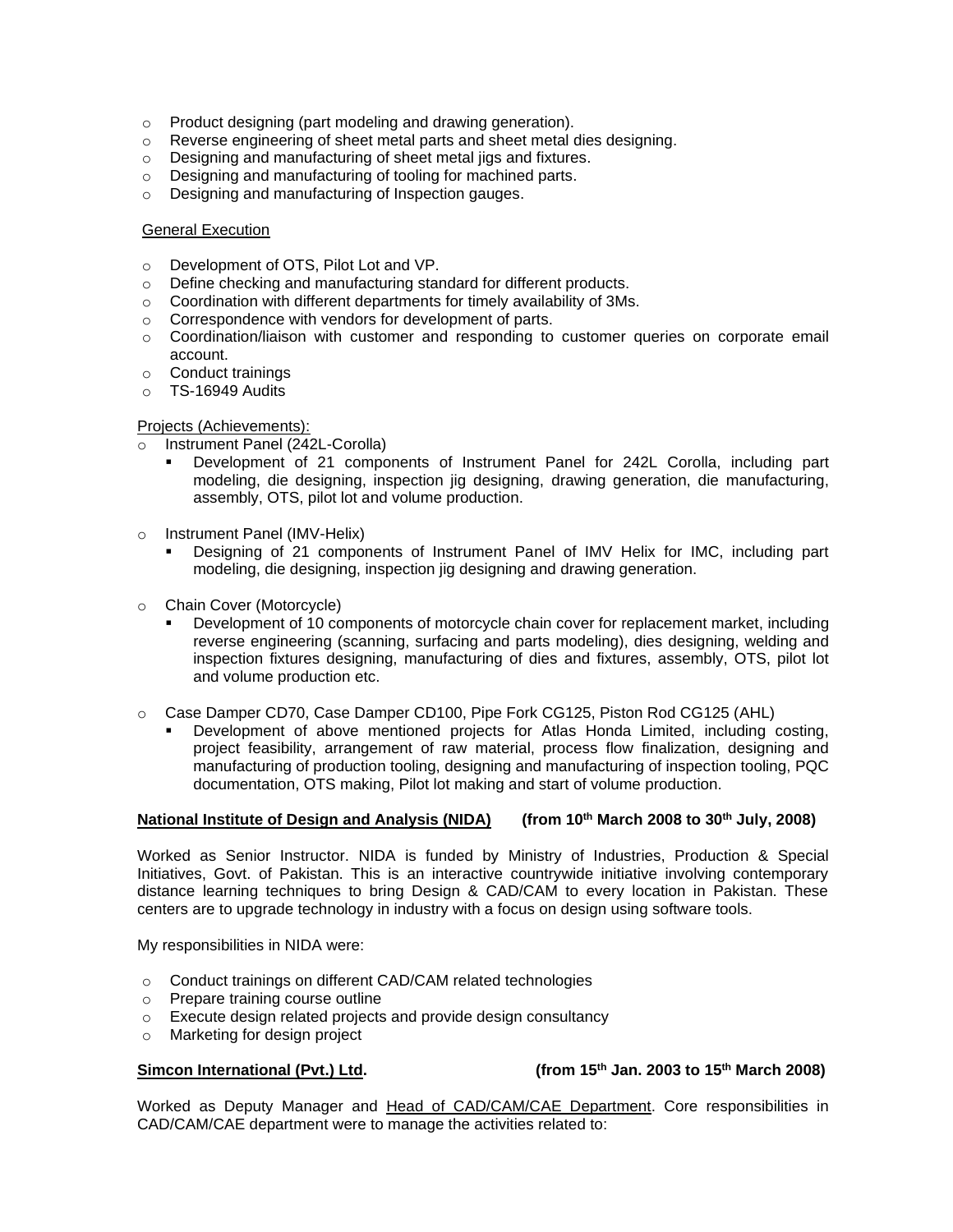- Product designing (part modeling and drawing generation).
- Reverse engineering of sheet metal parts and sheet metal dies designing.
- Designing and manufacturing of sheet metal jigs and fixtures.
- Designing and manufacturing of tooling for machined parts.
- Designing and manufacturing of Inspection gauges.

<u>General Execution</u>

- Development of OTS, Pilot Lot and VP.
- Define checking and manufacturing standard for different products.
- Coordination with different departments for timely availability of 3Ms.
- Correspondence with vendors for development of parts.
- Coordination/liaison with customer and responding to customer queries on corporate email account.
- Conduct trainings
- TS-16949 Audits

<u>Projects (Achievements):</u>

- Instrument Panel (242L-Corolla)
  - Development of 21 components of Instrument Panel for 242L Corolla, including part modeling, die designing, inspection jig designing, drawing generation, die manufacturing, assembly, OTS, pilot lot and volume production.

- Instrument Panel (IMV-Helix)
  - Designing of 21 components of Instrument Panel of IMV Helix for IMC, including part modeling, die designing, inspection jig designing and drawing generation.

- Chain Cover (Motorcycle)
  - Development of 10 components of motorcycle chain cover for replacement market, including reverse engineering (scanning, surfacing and parts modeling), dies designing, welding and inspection fixtures designing, manufacturing of dies and fixtures, assembly, OTS, pilot lot and volume production etc.

- Case Damper CD70, Case Damper CD100, Pipe Fork CG125, Piston Rod CG125 (AHL)
  - Development of above mentioned projects for Atlas Honda Limited, including costing, project feasibility, arrangement of raw material, process flow finalization, designing and manufacturing of production tooling, designing and manufacturing of inspection tooling, PQC documentation, OTS making, Pilot lot making and start of volume production.

**<u>National Institute of Design and Analysis (NIDA)</u>** **(from 10th March 2008 to 30th July, 2008)**

Worked as Senior Instructor. NIDA is funded by Ministry of Industries, Production & Special Initiatives, Govt. of Pakistan. This is an interactive countrywide initiative involving contemporary distance learning techniques to bring Design & CAD/CAM to every location in Pakistan. These centers are to upgrade technology in industry with a focus on design using software tools.

My responsibilities in NIDA were:

- Conduct trainings on different CAD/CAM related technologies
- Prepare training course outline
- Execute design related projects and provide design consultancy
- Marketing for design project

**<u>Simcon International (Pvt.) Ltd</u>.** **(from 15th Jan. 2003 to 15th March 2008)**

Worked as Deputy Manager and <u>Head of CAD/CAM/CAE Department</u>. Core responsibilities in CAD/CAM/CAE department were to manage the activities related to: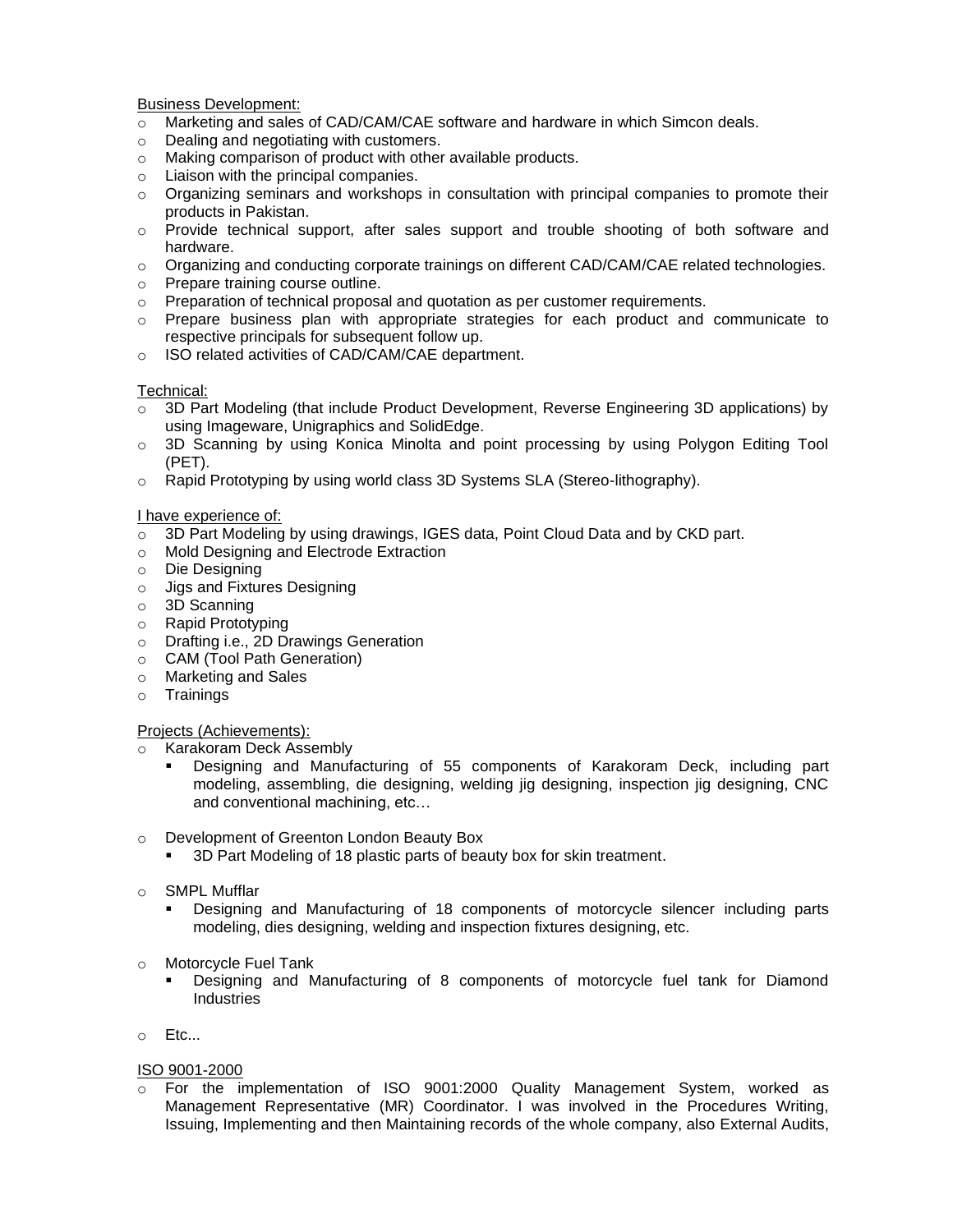<u>Business Development:</u>

- Marketing and sales of CAD/CAM/CAE software and hardware in which Simcon deals.
- Dealing and negotiating with customers.
- Making comparison of product with other available products.
- Liaison with the principal companies.
- Organizing seminars and workshops in consultation with principal companies to promote their products in Pakistan.
- Provide technical support, after sales support and trouble shooting of both software and hardware.
- Organizing and conducting corporate trainings on different CAD/CAM/CAE related technologies.
- Prepare training course outline.
- Preparation of technical proposal and quotation as per customer requirements.
- Prepare business plan with appropriate strategies for each product and communicate to respective principals for subsequent follow up.
- ISO related activities of CAD/CAM/CAE department.

<u>Technical:</u>

- 3D Part Modeling (that include Product Development, Reverse Engineering 3D applications) by using Imageware, Unigraphics and SolidEdge.
- 3D Scanning by using Konica Minolta and point processing by using Polygon Editing Tool (PET).
- Rapid Prototyping by using world class 3D Systems SLA (Stereo-lithography).

<u>I have experience of:</u>

- 3D Part Modeling by using drawings, IGES data, Point Cloud Data and by CKD part.
- Mold Designing and Electrode Extraction
- Die Designing
- Jigs and Fixtures Designing
- 3D Scanning
- Rapid Prototyping
- Drafting i.e., 2D Drawings Generation
- CAM (Tool Path Generation)
- Marketing and Sales
- Trainings

<u>Projects (Achievements):</u>

- Karakoram Deck Assembly
  - Designing and Manufacturing of 55 components of Karakoram Deck, including part modeling, assembling, die designing, welding jig designing, inspection jig designing, CNC and conventional machining, etc…

- Development of Greenton London Beauty Box
  - 3D Part Modeling of 18 plastic parts of beauty box for skin treatment.

- SMPL Mufflar
  - Designing and Manufacturing of 18 components of motorcycle silencer including parts modeling, dies designing, welding and inspection fixtures designing, etc.

- Motorcycle Fuel Tank
  - Designing and Manufacturing of 8 components of motorcycle fuel tank for Diamond Industries

- Etc...

<u>ISO 9001-2000</u>

- For the implementation of ISO 9001:2000 Quality Management System, worked as Management Representative (MR) Coordinator. I was involved in the Procedures Writing, Issuing, Implementing and then Maintaining records of the whole company, also External Audits,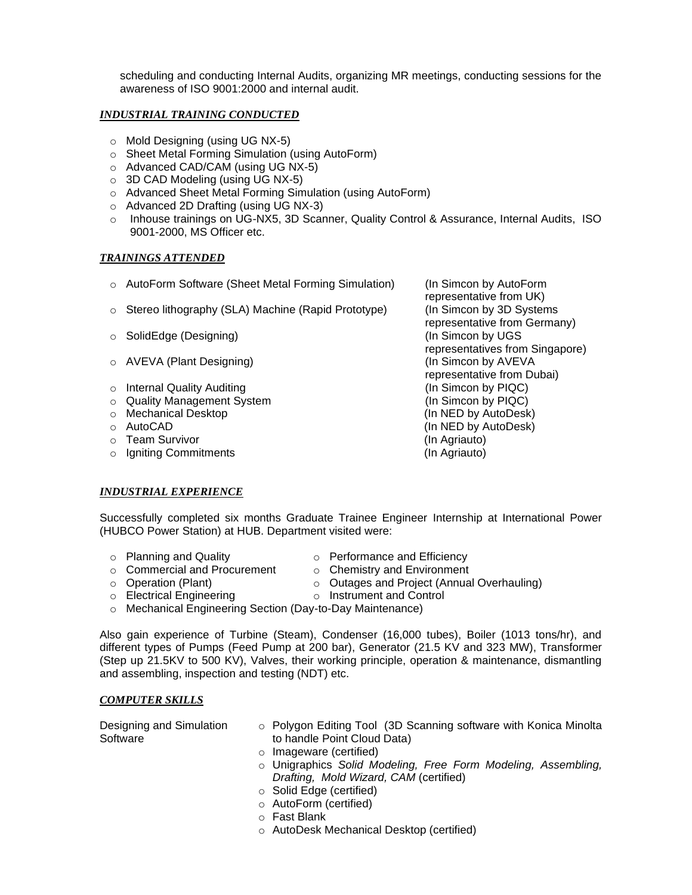scheduling and conducting Internal Audits, organizing MR meetings, conducting sessions for the awareness of ISO 9001:2000 and internal audit.

***INDUSTRIAL TRAINING CONDUCTED***

- Mold Designing (using UG NX-5)
- Sheet Metal Forming Simulation (using AutoForm)
- Advanced CAD/CAM (using UG NX-5)
- 3D CAD Modeling (using UG NX-5)
- Advanced Sheet Metal Forming Simulation (using AutoForm)
- Advanced 2D Drafting (using UG NX-3)
- Inhouse trainings on UG-NX5, 3D Scanner, Quality Control & Assurance, Internal Audits, ISO 9001-2000, MS Officer etc.

***TRAININGS ATTENDED***

- AutoForm Software (Sheet Metal Forming Simulation) — (In Simcon by AutoForm representative from UK)
- Stereo lithography (SLA) Machine (Rapid Prototype) — (In Simcon by 3D Systems representative from Germany)
- SolidEdge (Designing) — (In Simcon by UGS representatives from Singapore)
- AVEVA (Plant Designing) — (In Simcon by AVEVA representative from Dubai)
- Internal Quality Auditing — (In Simcon by PIQC)
- Quality Management System — (In Simcon by PIQC)
- Mechanical Desktop — (In NED by AutoDesk)
- AutoCAD — (In NED by AutoDesk)
- Team Survivor — (In Agriauto)
- Igniting Commitments — (In Agriauto)

***INDUSTRIAL EXPERIENCE***

Successfully completed six months Graduate Trainee Engineer Internship at International Power (HUBCO Power Station) at HUB. Department visited were:

- Planning and Quality
- Commercial and Procurement
- Operation (Plant)
- Electrical Engineering
- Performance and Efficiency
- Chemistry and Environment
- Outages and Project (Annual Overhauling)
- Instrument and Control
- Mechanical Engineering Section (Day-to-Day Maintenance)

Also gain experience of Turbine (Steam), Condenser (16,000 tubes), Boiler (1013 tons/hr), and different types of Pumps (Feed Pump at 200 bar), Generator (21.5 KV and 323 MW), Transformer (Step up 21.5KV to 500 KV), Valves, their working principle, operation & maintenance, dismantling and assembling, inspection and testing (NDT) etc.

***COMPUTER SKILLS***

Designing and Simulation Software

- Polygon Editing Tool (3D Scanning software with Konica Minolta to handle Point Cloud Data)
- Imageware (certified)
- Unigraphics *Solid Modeling, Free Form Modeling, Assembling, Drafting, Mold Wizard, CAM* (certified)
- Solid Edge (certified)
- AutoForm (certified)
- Fast Blank
- AutoDesk Mechanical Desktop (certified)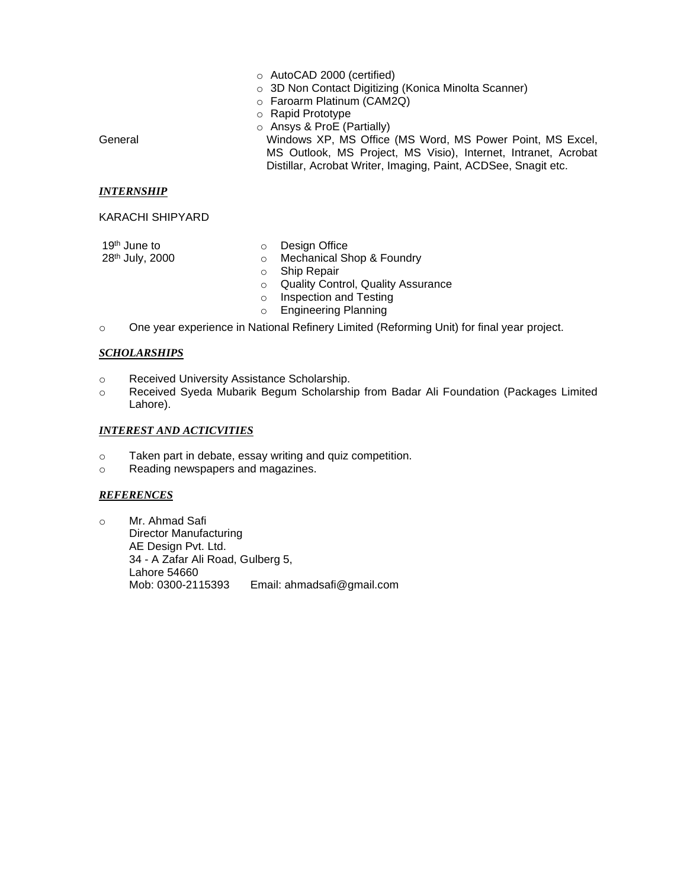- AutoCAD 2000 (certified)
- 3D Non Contact Digitizing (Konica Minolta Scanner)
- Faroarm Platinum (CAM2Q)
- Rapid Prototype
- Ansys & ProE (Partially)

General — Windows XP, MS Office (MS Word, MS Power Point, MS Excel, MS Outlook, MS Project, MS Visio), Internet, Intranet, Acrobat Distillar, Acrobat Writer, Imaging, Paint, ACDSee, Snagit etc.

***INTERNSHIP***

KARACHI SHIPYARD

19th June to 28th July, 2000

- Design Office
- Mechanical Shop & Foundry
- Ship Repair
- Quality Control, Quality Assurance
- Inspection and Testing
- Engineering Planning

- One year experience in National Refinery Limited (Reforming Unit) for final year project.

***SCHOLARSHIPS***

- Received University Assistance Scholarship.
- Received Syeda Mubarik Begum Scholarship from Badar Ali Foundation (Packages Limited Lahore).

***INTEREST AND ACTICVITIES***

- Taken part in debate, essay writing and quiz competition.
- Reading newspapers and magazines.

***REFERENCES***

- Mr. Ahmad Safi  
  Director Manufacturing  
  AE Design Pvt. Ltd.  
  34 - A Zafar Ali Road, Gulberg 5,  
  Lahore 54660  
  Mob: 0300-2115393 Email: ahmadsafi@gmail.com